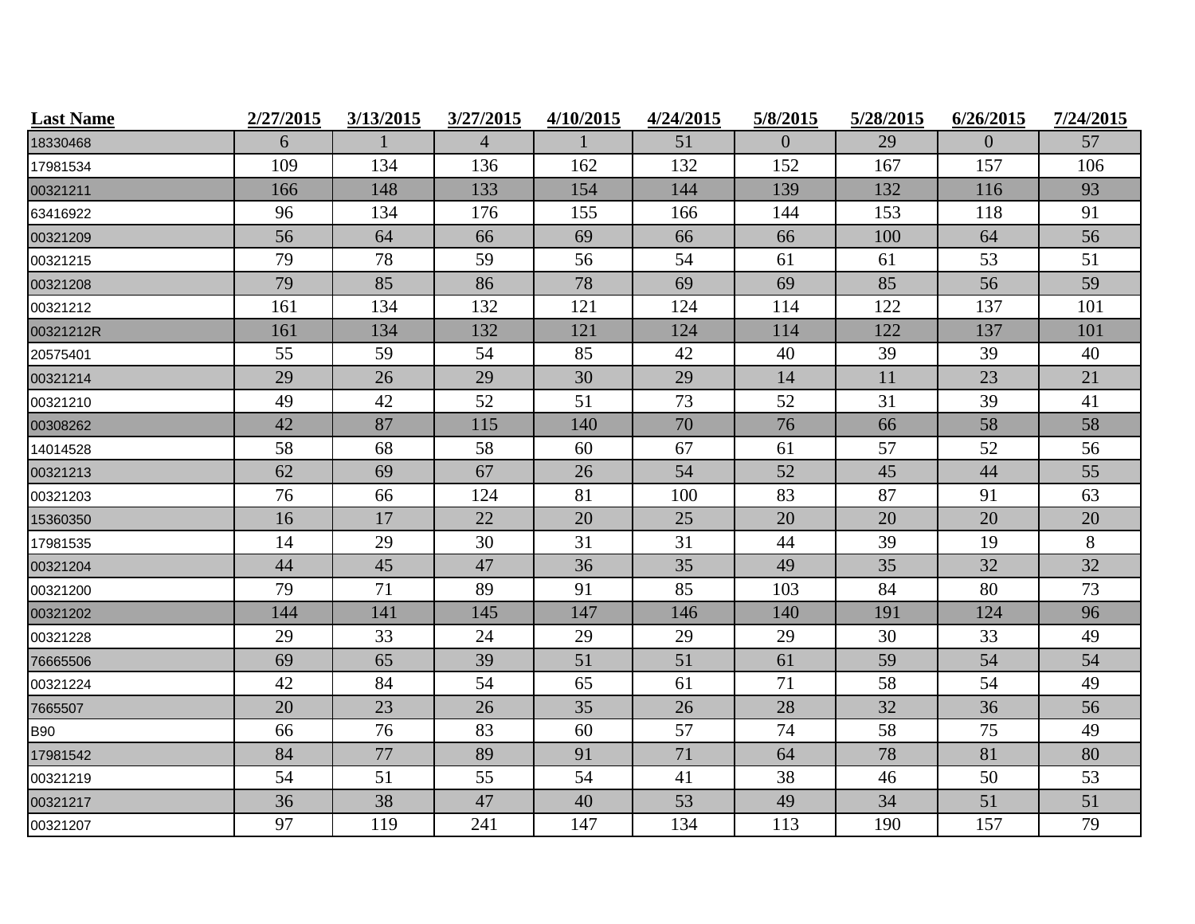| Last Name | 2/27/2015 | 3/13/2015 | 3/27/2015 | 4/10/2015 | 4/24/2015 | 5/8/2015 | 5/28/2015 | 6/26/2015 | 7/24/2015 |
|---|---|---|---|---|---|---|---|---|---|
| 18330468 | 6 | 1 | 4 | 1 | 51 | 0 | 29 | 0 | 57 |
| 17981534 | 109 | 134 | 136 | 162 | 132 | 152 | 167 | 157 | 106 |
| 00321211 | 166 | 148 | 133 | 154 | 144 | 139 | 132 | 116 | 93 |
| 63416922 | 96 | 134 | 176 | 155 | 166 | 144 | 153 | 118 | 91 |
| 00321209 | 56 | 64 | 66 | 69 | 66 | 66 | 100 | 64 | 56 |
| 00321215 | 79 | 78 | 59 | 56 | 54 | 61 | 61 | 53 | 51 |
| 00321208 | 79 | 85 | 86 | 78 | 69 | 69 | 85 | 56 | 59 |
| 00321212 | 161 | 134 | 132 | 121 | 124 | 114 | 122 | 137 | 101 |
| 00321212R | 161 | 134 | 132 | 121 | 124 | 114 | 122 | 137 | 101 |
| 20575401 | 55 | 59 | 54 | 85 | 42 | 40 | 39 | 39 | 40 |
| 00321214 | 29 | 26 | 29 | 30 | 29 | 14 | 11 | 23 | 21 |
| 00321210 | 49 | 42 | 52 | 51 | 73 | 52 | 31 | 39 | 41 |
| 00308262 | 42 | 87 | 115 | 140 | 70 | 76 | 66 | 58 | 58 |
| 14014528 | 58 | 68 | 58 | 60 | 67 | 61 | 57 | 52 | 56 |
| 00321213 | 62 | 69 | 67 | 26 | 54 | 52 | 45 | 44 | 55 |
| 00321203 | 76 | 66 | 124 | 81 | 100 | 83 | 87 | 91 | 63 |
| 15360350 | 16 | 17 | 22 | 20 | 25 | 20 | 20 | 20 | 20 |
| 17981535 | 14 | 29 | 30 | 31 | 31 | 44 | 39 | 19 | 8 |
| 00321204 | 44 | 45 | 47 | 36 | 35 | 49 | 35 | 32 | 32 |
| 00321200 | 79 | 71 | 89 | 91 | 85 | 103 | 84 | 80 | 73 |
| 00321202 | 144 | 141 | 145 | 147 | 146 | 140 | 191 | 124 | 96 |
| 00321228 | 29 | 33 | 24 | 29 | 29 | 29 | 30 | 33 | 49 |
| 76665506 | 69 | 65 | 39 | 51 | 51 | 61 | 59 | 54 | 54 |
| 00321224 | 42 | 84 | 54 | 65 | 61 | 71 | 58 | 54 | 49 |
| 7665507 | 20 | 23 | 26 | 35 | 26 | 28 | 32 | 36 | 56 |
| B90 | 66 | 76 | 83 | 60 | 57 | 74 | 58 | 75 | 49 |
| 17981542 | 84 | 77 | 89 | 91 | 71 | 64 | 78 | 81 | 80 |
| 00321219 | 54 | 51 | 55 | 54 | 41 | 38 | 46 | 50 | 53 |
| 00321217 | 36 | 38 | 47 | 40 | 53 | 49 | 34 | 51 | 51 |
| 00321207 | 97 | 119 | 241 | 147 | 134 | 113 | 190 | 157 | 79 |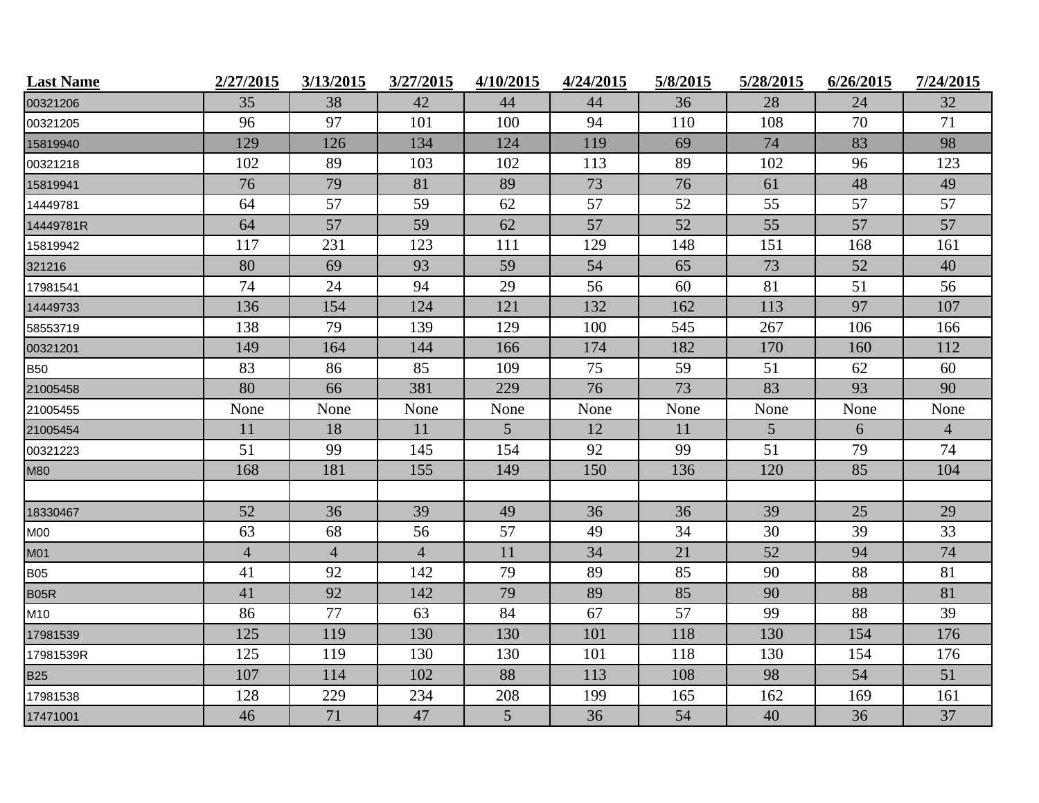| Last Name | 2/27/2015 | 3/13/2015 | 3/27/2015 | 4/10/2015 | 4/24/2015 | 5/8/2015 | 5/28/2015 | 6/26/2015 | 7/24/2015 |
|---|---|---|---|---|---|---|---|---|---|
| 00321206 | 35 | 38 | 42 | 44 | 44 | 36 | 28 | 24 | 32 |
| 00321205 | 96 | 97 | 101 | 100 | 94 | 110 | 108 | 70 | 71 |
| 15819940 | 129 | 126 | 134 | 124 | 119 | 69 | 74 | 83 | 98 |
| 00321218 | 102 | 89 | 103 | 102 | 113 | 89 | 102 | 96 | 123 |
| 15819941 | 76 | 79 | 81 | 89 | 73 | 76 | 61 | 48 | 49 |
| 14449781 | 64 | 57 | 59 | 62 | 57 | 52 | 55 | 57 | 57 |
| 14449781R | 64 | 57 | 59 | 62 | 57 | 52 | 55 | 57 | 57 |
| 15819942 | 117 | 231 | 123 | 111 | 129 | 148 | 151 | 168 | 161 |
| 321216 | 80 | 69 | 93 | 59 | 54 | 65 | 73 | 52 | 40 |
| 17981541 | 74 | 24 | 94 | 29 | 56 | 60 | 81 | 51 | 56 |
| 14449733 | 136 | 154 | 124 | 121 | 132 | 162 | 113 | 97 | 107 |
| 58553719 | 138 | 79 | 139 | 129 | 100 | 545 | 267 | 106 | 166 |
| 00321201 | 149 | 164 | 144 | 166 | 174 | 182 | 170 | 160 | 112 |
| B50 | 83 | 86 | 85 | 109 | 75 | 59 | 51 | 62 | 60 |
| 21005458 | 80 | 66 | 381 | 229 | 76 | 73 | 83 | 93 | 90 |
| 21005455 | None | None | None | None | None | None | None | None | None |
| 21005454 | 11 | 18 | 11 | 5 | 12 | 11 | 5 | 6 | 4 |
| 00321223 | 51 | 99 | 145 | 154 | 92 | 99 | 51 | 79 | 74 |
| M80 | 168 | 181 | 155 | 149 | 150 | 136 | 120 | 85 | 104 |
| | | | | | | | | | |
| 18330467 | 52 | 36 | 39 | 49 | 36 | 36 | 39 | 25 | 29 |
| M00 | 63 | 68 | 56 | 57 | 49 | 34 | 30 | 39 | 33 |
| M01 | 4 | 4 | 4 | 11 | 34 | 21 | 52 | 94 | 74 |
| B05 | 41 | 92 | 142 | 79 | 89 | 85 | 90 | 88 | 81 |
| B05R | 41 | 92 | 142 | 79 | 89 | 85 | 90 | 88 | 81 |
| M10 | 86 | 77 | 63 | 84 | 67 | 57 | 99 | 88 | 39 |
| 17981539 | 125 | 119 | 130 | 130 | 101 | 118 | 130 | 154 | 176 |
| 17981539R | 125 | 119 | 130 | 130 | 101 | 118 | 130 | 154 | 176 |
| B25 | 107 | 114 | 102 | 88 | 113 | 108 | 98 | 54 | 51 |
| 17981538 | 128 | 229 | 234 | 208 | 199 | 165 | 162 | 169 | 161 |
| 17471001 | 46 | 71 | 47 | 5 | 36 | 54 | 40 | 36 | 37 |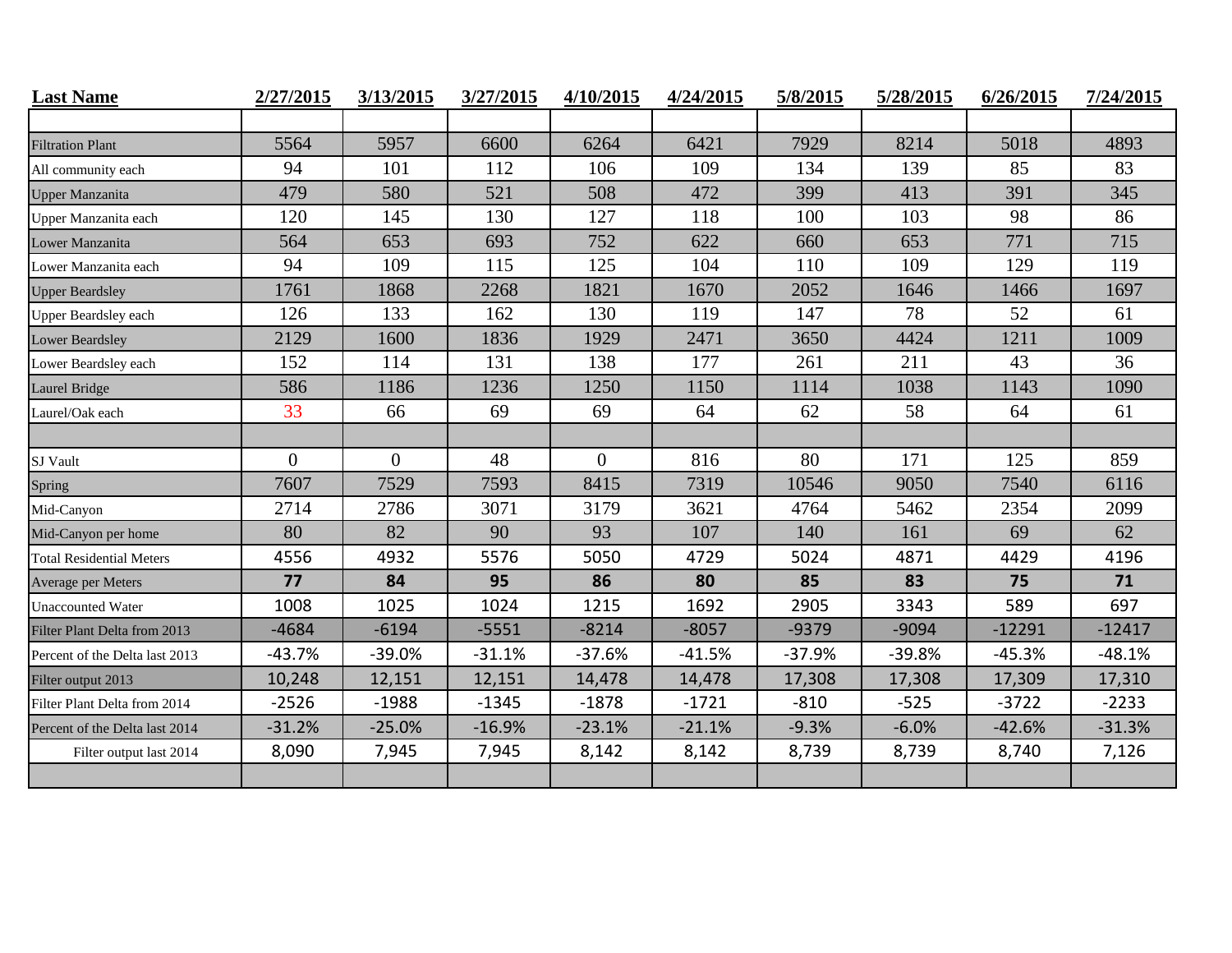| Last Name | 2/27/2015 | 3/13/2015 | 3/27/2015 | 4/10/2015 | 4/24/2015 | 5/8/2015 | 5/28/2015 | 6/26/2015 | 7/24/2015 |
|---|---|---|---|---|---|---|---|---|---|
| | | | | | | | | | |
| Filtration Plant | 5564 | 5957 | 6600 | 6264 | 6421 | 7929 | 8214 | 5018 | 4893 |
| All community each | 94 | 101 | 112 | 106 | 109 | 134 | 139 | 85 | 83 |
| Upper Manzanita | 479 | 580 | 521 | 508 | 472 | 399 | 413 | 391 | 345 |
| Upper Manzanita each | 120 | 145 | 130 | 127 | 118 | 100 | 103 | 98 | 86 |
| Lower Manzanita | 564 | 653 | 693 | 752 | 622 | 660 | 653 | 771 | 715 |
| Lower Manzanita each | 94 | 109 | 115 | 125 | 104 | 110 | 109 | 129 | 119 |
| Upper Beardsley | 1761 | 1868 | 2268 | 1821 | 1670 | 2052 | 1646 | 1466 | 1697 |
| Upper Beardsley each | 126 | 133 | 162 | 130 | 119 | 147 | 78 | 52 | 61 |
| Lower Beardsley | 2129 | 1600 | 1836 | 1929 | 2471 | 3650 | 4424 | 1211 | 1009 |
| Lower Beardsley each | 152 | 114 | 131 | 138 | 177 | 261 | 211 | 43 | 36 |
| Laurel Bridge | 586 | 1186 | 1236 | 1250 | 1150 | 1114 | 1038 | 1143 | 1090 |
| Laurel/Oak each | 33 | 66 | 69 | 69 | 64 | 62 | 58 | 64 | 61 |
| | | | | | | | | | |
| SJ Vault | 0 | 0 | 48 | 0 | 816 | 80 | 171 | 125 | 859 |
| Spring | 7607 | 7529 | 7593 | 8415 | 7319 | 10546 | 9050 | 7540 | 6116 |
| Mid-Canyon | 2714 | 2786 | 3071 | 3179 | 3621 | 4764 | 5462 | 2354 | 2099 |
| Mid-Canyon per home | 80 | 82 | 90 | 93 | 107 | 140 | 161 | 69 | 62 |
| Total Residential Meters | 4556 | 4932 | 5576 | 5050 | 4729 | 5024 | 4871 | 4429 | 4196 |
| Average per Meters | **77** | **84** | **95** | **86** | **80** | **85** | **83** | **75** | **71** |
| Unaccounted Water | 1008 | 1025 | 1024 | 1215 | 1692 | 2905 | 3343 | 589 | 697 |
| Filter Plant Delta from 2013 | -4684 | -6194 | -5551 | -8214 | -8057 | -9379 | -9094 | -12291 | -12417 |
| Percent of the Delta last 2013 | -43.7% | -39.0% | -31.1% | -37.6% | -41.5% | -37.9% | -39.8% | -45.3% | -48.1% |
| Filter output 2013 | 10,248 | 12,151 | 12,151 | 14,478 | 14,478 | 17,308 | 17,308 | 17,309 | 17,310 |
| Filter Plant Delta from 2014 | -2526 | -1988 | -1345 | -1878 | -1721 | -810 | -525 | -3722 | -2233 |
| Percent of the Delta last 2014 | -31.2% | -25.0% | -16.9% | -23.1% | -21.1% | -9.3% | -6.0% | -42.6% | -31.3% |
| Filter output last 2014 | 8,090 | 7,945 | 7,945 | 8,142 | 8,142 | 8,739 | 8,739 | 8,740 | 7,126 |
| | | | | | | | | | |